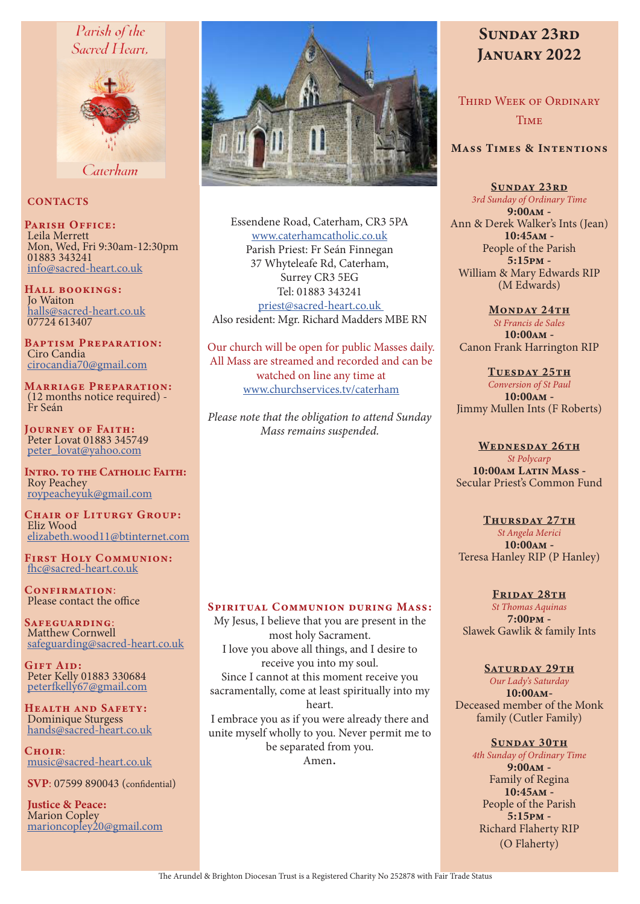Parish of the Sacred Heart, Caterham

## CONTACTS

**Parish Office:**
Leila Merrett
Mon, Wed, Fri 9:30am-12:30pm
01883 343241
info@sacred-heart.co.uk

**Hall bookings:**
Jo Waiton
halls@sacred-heart.co.uk
07724 613407

**Baptism Preparation:**
Ciro Candia
cirocandia70@gmail.com

**Marriage Preparation:**
(12 months notice required) - Fr Seán

**Journey of Faith:**
Peter Lovat 01883 345749
peter_lovat@yahoo.com

**Intro. to the Catholic Faith:**
Roy Peachey
roypeacheyuk@gmail.com

**Chair of Liturgy Group:**
Eliz Wood
elizabeth.wood11@btinternet.com

**First Holy Communion:**
fhc@sacred-heart.co.uk

**Confirmation:**
Please contact the office

**Safeguarding:**
Matthew Cornwell
safeguarding@sacred-heart.co.uk

**Gift Aid:**
Peter Kelly 01883 330684
peterfkelly67@gmail.com

**Health and Safety:**
Dominique Sturgess
hands@sacred-heart.co.uk

**Choir:**
music@sacred-heart.co.uk

**SVP**: 07599 890043 (confidential)

**Justice & Peace:**
Marion Copley
marioncopley20@gmail.com

Essendene Road, Caterham, CR3 5PA
www.caterhamcatholic.co.uk
Parish Priest: Fr Seán Finnegan
37 Whyteleafe Rd, Caterham,
Surrey CR3 5EG
Tel: 01883 343241
priest@sacred-heart.co.uk
Also resident: Mgr. Richard Madders MBE RN

Our church will be open for public Masses daily. All Mass are streamed and recorded and can be watched on line any time at www.churchservices.tv/caterham

*Please note that the obligation to attend Sunday Mass remains suspended.*

**Spiritual Communion during Mass:**
My Jesus, I believe that you are present in the most holy Sacrament.
I love you above all things, and I desire to receive you into my soul.
Since I cannot at this moment receive you sacramentally, come at least spiritually into my heart.
I embrace you as if you were already there and unite myself wholly to you. Never permit me to be separated from you.
Amen.

# Sunday 23rd January 2022

## Third Week of Ordinary Time

### Mass Times & Intentions

**Sunday 23rd**
*3rd Sunday of Ordinary Time*
**9:00am** - Ann & Derek Walker's Ints (Jean)
**10:45am** - People of the Parish
**5:15pm** - William & Mary Edwards RIP (M Edwards)

**Monday 24th**
*St Francis de Sales*
**10:00am** - Canon Frank Harrington RIP

**Tuesday 25th**
*Conversion of St Paul*
**10:00am** - Jimmy Mullen Ints (F Roberts)

**Wednesday 26th**
*St Polycarp*
**10:00am Latin Mass** - Secular Priest's Common Fund

**Thursday 27th**
*St Angela Merici*
**10:00am** - Teresa Hanley RIP (P Hanley)

**Friday 28th**
*St Thomas Aquinas*
**7:00pm** - Slawek Gawlik & family Ints

**Saturday 29th**
*Our Lady's Saturday*
**10:00am**- Deceased member of the Monk family (Cutler Family)

**Sunday 30th**
*4th Sunday of Ordinary Time*
**9:00am** - Family of Regina
**10:45am** - People of the Parish
**5:15pm** - Richard Flaherty RIP (O Flaherty)

The Arundel & Brighton Diocesan Trust is a Registered Charity No 252878 with Fair Trade Status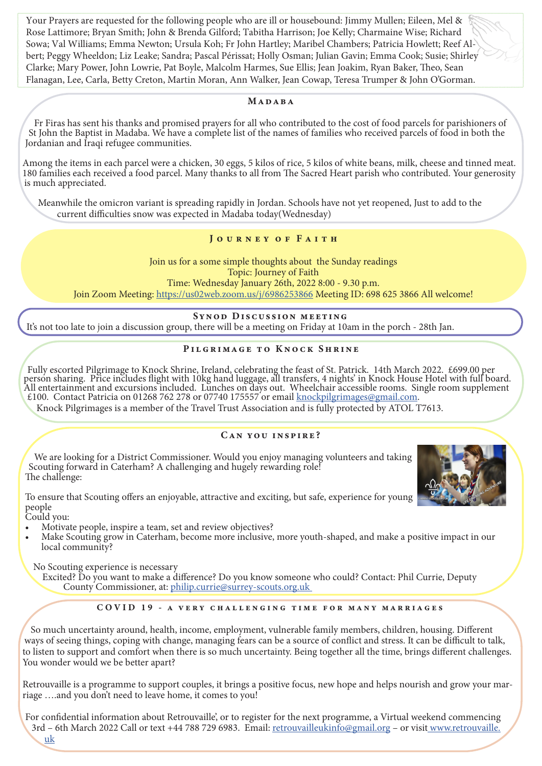Your Prayers are requested for the following people who are ill or housebound: Jimmy Mullen; Eileen, Mel & Rose Lattimore; Bryan Smith; John & Brenda Gilford; Tabitha Harrison; Joe Kelly; Charmaine Wise; Richard Sowa; Val Williams; Emma Newton; Ursula Koh; Fr John Hartley; Maribel Chambers; Patricia Howlett; Reef Albert; Peggy Wheeldon; Liz Leake; Sandra; Pascal Périssat; Holly Osman; Julian Gavin; Emma Cook; Susie; Shirley Clarke; Mary Power, John Lowrie, Pat Boyle, Malcolm Harmes, Sue Ellis; Jean Joakim, Ryan Baker, Theo, Sean Flanagan, Lee, Carla, Betty Creton, Martin Moran, Ann Walker, Jean Cowap, Teresa Trumper & John O'Gorman.

## Madaba

Fr Firas has sent his thanks and promised prayers for all who contributed to the cost of food parcels for parishioners of St John the Baptist in Madaba. We have a complete list of the names of families who received parcels of food in both the Jordanian and Iraqi refugee communities.

Among the items in each parcel were a chicken, 30 eggs, 5 kilos of rice, 5 kilos of white beans, milk, cheese and tinned meat. 180 families each received a food parcel. Many thanks to all from The Sacred Heart parish who contributed. Your generosity is much appreciated.

Meanwhile the omicron variant is spreading rapidly in Jordan. Schools have not yet reopened, Just to add to the current difficulties snow was expected in Madaba today(Wednesday)

## Journey of Faith

Join us for a some simple thoughts about the Sunday readings
Topic: Journey of Faith
Time: Wednesday January 26th, 2022 8:00 - 9.30 p.m.
Join Zoom Meeting: https://us02web.zoom.us/j/6986253866 Meeting ID: 698 625 3866 All welcome!

## Synod Discussion meeting

It's not too late to join a discussion group, there will be a meeting on Friday at 10am in the porch - 28th Jan.

## Pilgrimage to Knock Shrine

Fully escorted Pilgrimage to Knock Shrine, Ireland, celebrating the feast of St. Patrick. 14th March 2022. £699.00 per person sharing. Price includes flight with 10kg hand luggage, all transfers, 4 nights' in Knock House Hotel with full board. All entertainment and excursions included. Lunches on days out. Wheelchair accessible rooms. Single room supplement £100. Contact Patricia on 01268 762 278 or 07740 175557 or email knockpilgrimages@gmail.com.

Knock Pilgrimages is a member of the Travel Trust Association and is fully protected by ATOL T7613.

## Can you inspire?

We are looking for a District Commissioner. Would you enjoy managing volunteers and taking Scouting forward in Caterham? A challenging and hugely rewarding role!
The challenge:

To ensure that Scouting offers an enjoyable, attractive and exciting, but safe, experience for young people
Could you:

- Motivate people, inspire a team, set and review objectives?
- Make Scouting grow in Caterham, become more inclusive, more youth-shaped, and make a positive impact in our local community?

No Scouting experience is necessary

Excited? Do you want to make a difference? Do you know someone who could? Contact: Phil Currie, Deputy County Commissioner, at: philip.currie@surrey-scouts.org.uk

## COVID 19 - a very challenging time for many marriages

So much uncertainty around, health, income, employment, vulnerable family members, children, housing. Different ways of seeing things, coping with change, managing fears can be a source of conflict and stress. It can be difficult to talk, to listen to support and comfort when there is so much uncertainty. Being together all the time, brings different challenges. You wonder would we be better apart?

Retrouvaille is a programme to support couples, it brings a positive focus, new hope and helps nourish and grow your marriage ….and you don't need to leave home, it comes to you!

For confidential information about Retrouvaille', or to register for the next programme, a Virtual weekend commencing 3rd – 6th March 2022 Call or text +44 788 729 6983. Email: retrouvailleukinfo@gmail.org – or visit www.retrouvaille.uk